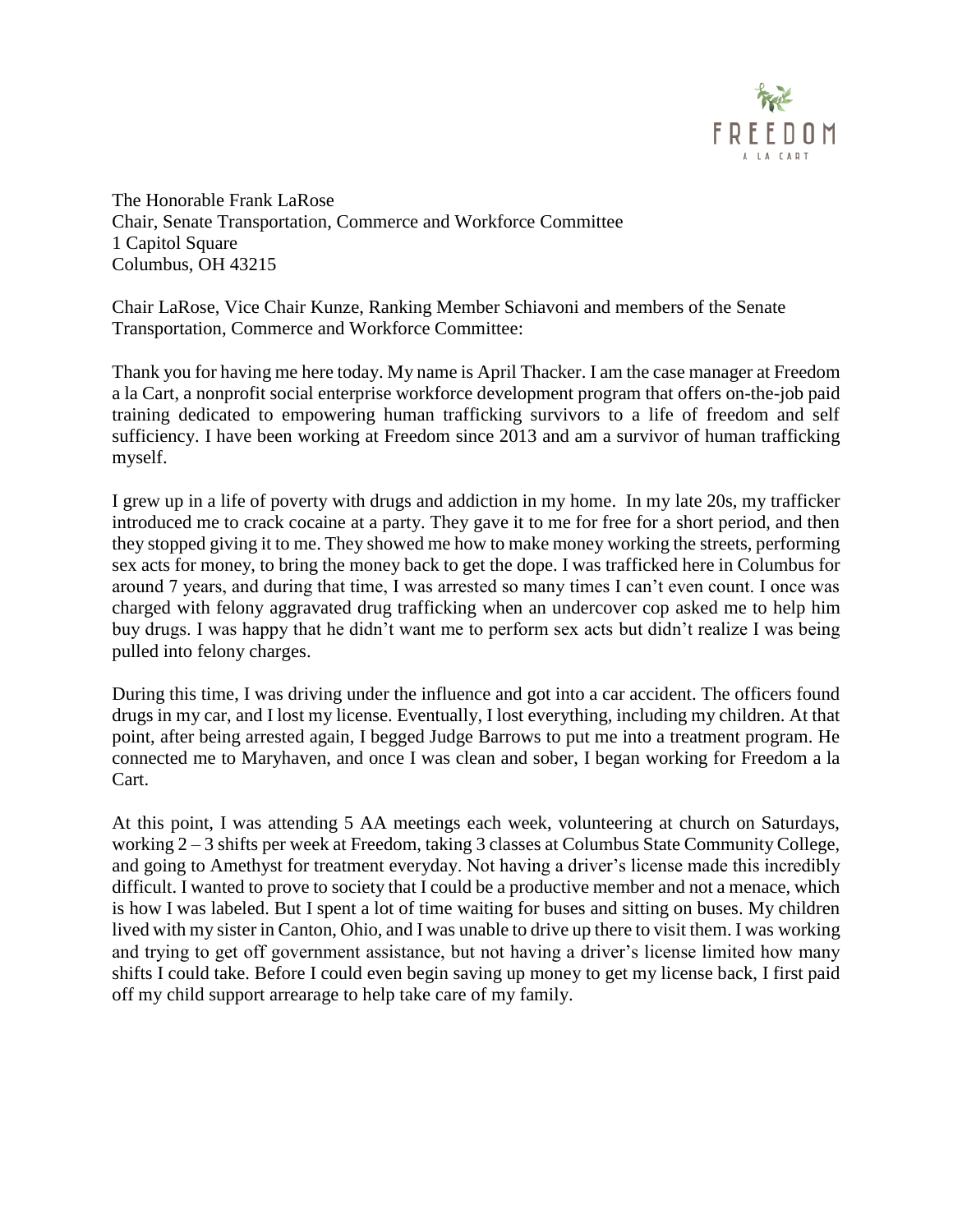FREEDOM

A LA CART

The Honorable Frank LaRose
Chair, Senate Transportation, Commerce and Workforce Committee
1 Capitol Square
Columbus, OH 43215

Chair LaRose, Vice Chair Kunze, Ranking Member Schiavoni and members of the Senate Transportation, Commerce and Workforce Committee:

Thank you for having me here today. My name is April Thacker. I am the case manager at Freedom a la Cart, a nonprofit social enterprise workforce development program that offers on-the-job paid training dedicated to empowering human trafficking survivors to a life of freedom and self sufficiency. I have been working at Freedom since 2013 and am a survivor of human trafficking myself.

I grew up in a life of poverty with drugs and addiction in my home. In my late 20s, my trafficker introduced me to crack cocaine at a party. They gave it to me for free for a short period, and then they stopped giving it to me. They showed me how to make money working the streets, performing sex acts for money, to bring the money back to get the dope. I was trafficked here in Columbus for around 7 years, and during that time, I was arrested so many times I can't even count. I once was charged with felony aggravated drug trafficking when an undercover cop asked me to help him buy drugs. I was happy that he didn't want me to perform sex acts but didn't realize I was being pulled into felony charges.

During this time, I was driving under the influence and got into a car accident. The officers found drugs in my car, and I lost my license. Eventually, I lost everything, including my children. At that point, after being arrested again, I begged Judge Barrows to put me into a treatment program. He connected me to Maryhaven, and once I was clean and sober, I began working for Freedom a la Cart.

At this point, I was attending 5 AA meetings each week, volunteering at church on Saturdays, working 2 – 3 shifts per week at Freedom, taking 3 classes at Columbus State Community College, and going to Amethyst for treatment everyday. Not having a driver's license made this incredibly difficult. I wanted to prove to society that I could be a productive member and not a menace, which is how I was labeled. But I spent a lot of time waiting for buses and sitting on buses. My children lived with my sister in Canton, Ohio, and I was unable to drive up there to visit them. I was working and trying to get off government assistance, but not having a driver's license limited how many shifts I could take. Before I could even begin saving up money to get my license back, I first paid off my child support arrearage to help take care of my family.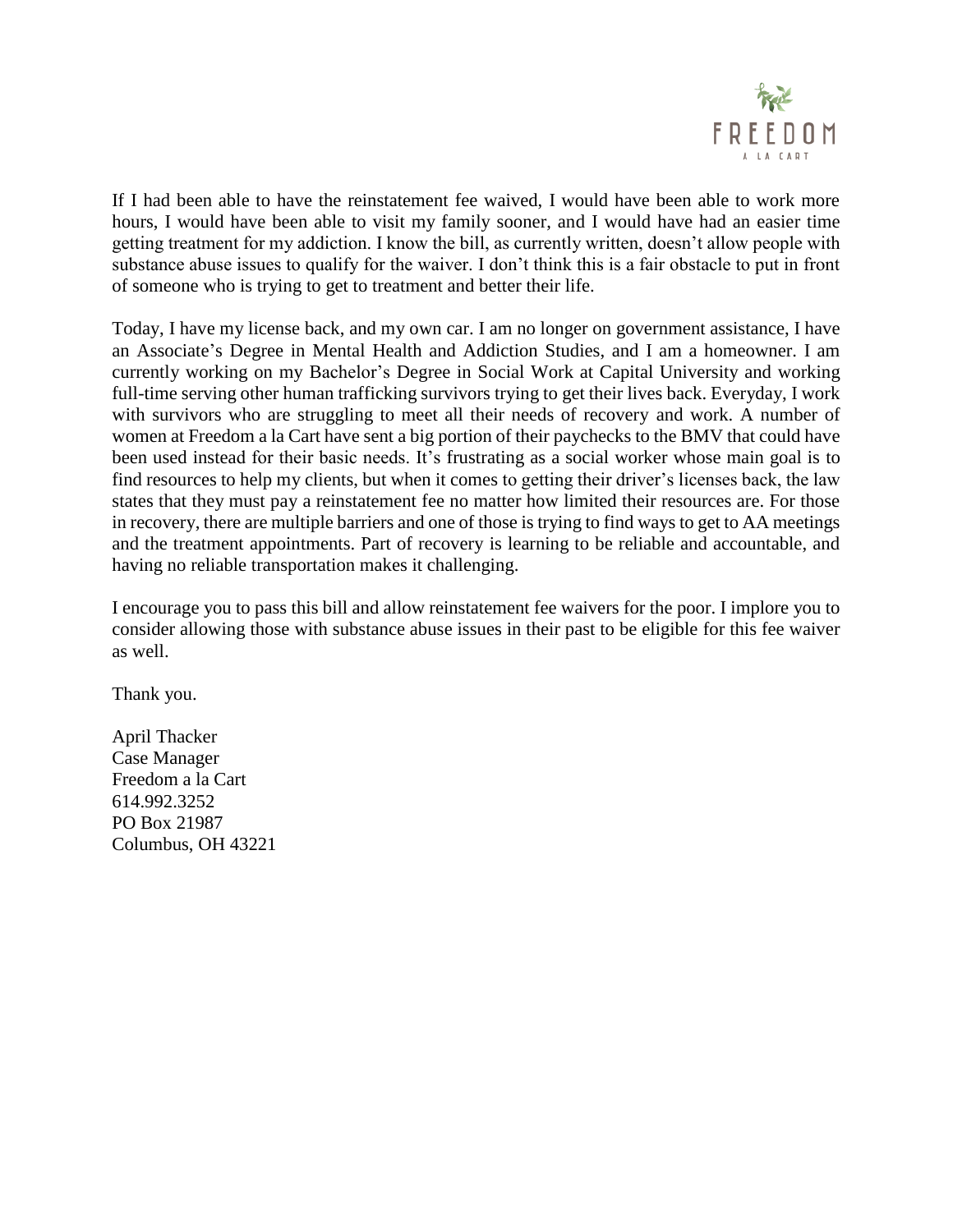If I had been able to have the reinstatement fee waived, I would have been able to work more hours, I would have been able to visit my family sooner, and I would have had an easier time getting treatment for my addiction. I know the bill, as currently written, doesn't allow people with substance abuse issues to qualify for the waiver. I don't think this is a fair obstacle to put in front of someone who is trying to get to treatment and better their life.

Today, I have my license back, and my own car. I am no longer on government assistance, I have an Associate's Degree in Mental Health and Addiction Studies, and I am a homeowner. I am currently working on my Bachelor's Degree in Social Work at Capital University and working full-time serving other human trafficking survivors trying to get their lives back. Everyday, I work with survivors who are struggling to meet all their needs of recovery and work. A number of women at Freedom a la Cart have sent a big portion of their paychecks to the BMV that could have been used instead for their basic needs. It's frustrating as a social worker whose main goal is to find resources to help my clients, but when it comes to getting their driver's licenses back, the law states that they must pay a reinstatement fee no matter how limited their resources are. For those in recovery, there are multiple barriers and one of those is trying to find ways to get to AA meetings and the treatment appointments. Part of recovery is learning to be reliable and accountable, and having no reliable transportation makes it challenging.

I encourage you to pass this bill and allow reinstatement fee waivers for the poor. I implore you to consider allowing those with substance abuse issues in their past to be eligible for this fee waiver as well.

Thank you.

April Thacker  
Case Manager  
Freedom a la Cart  
614.992.3252  
PO Box 21987  
Columbus, OH 43221